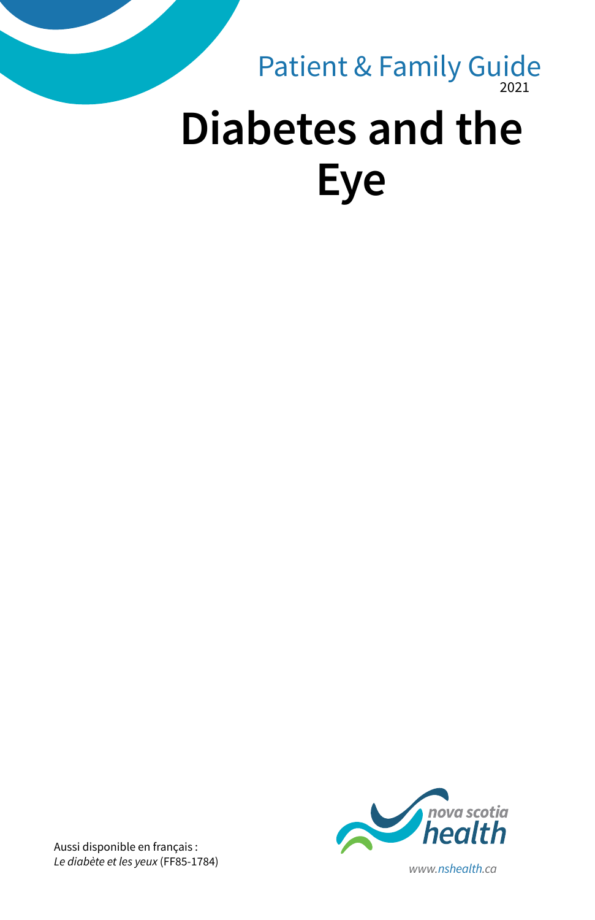Patient & Family Guide
2021

# Diabetes and the Eye

Aussi disponible en français :
*Le diabète et les yeux* (FF85-1784)

nova scotia health

www.nshealth.ca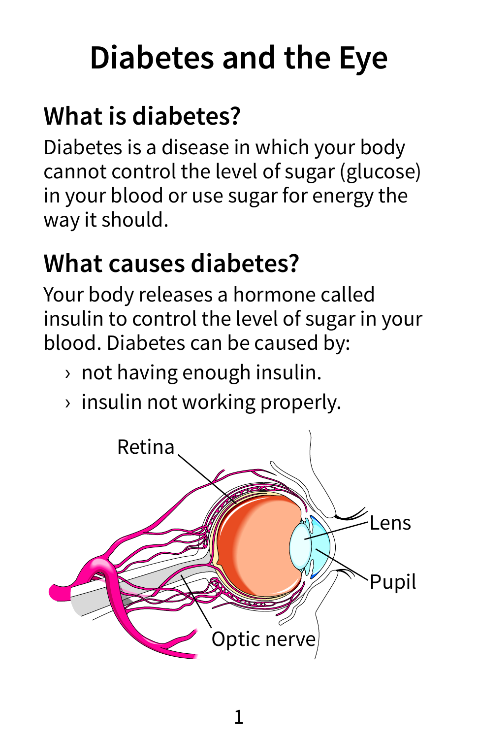# Diabetes and the Eye

## What is diabetes?

Diabetes is a disease in which your body cannot control the level of sugar (glucose) in your blood or use sugar for energy the way it should.

## What causes diabetes?

Your body releases a hormone called insulin to control the level of sugar in your blood. Diabetes can be caused by:

- not having enough insulin.
- insulin not working properly.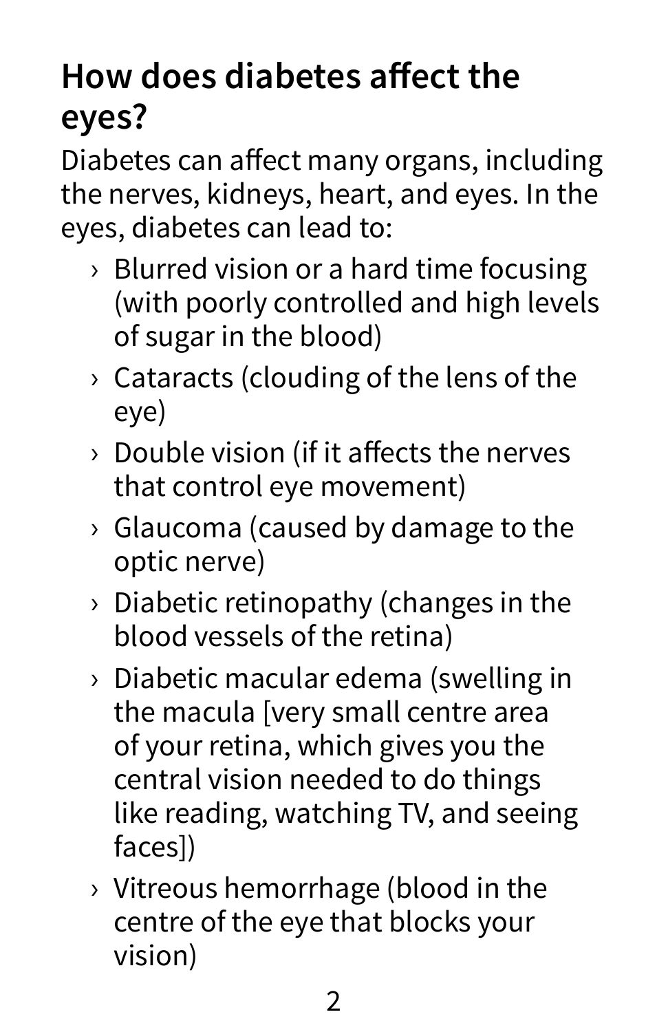## How does diabetes affect the eyes?

Diabetes can affect many organs, including the nerves, kidneys, heart, and eyes. In the eyes, diabetes can lead to:

- Blurred vision or a hard time focusing (with poorly controlled and high levels of sugar in the blood)
- Cataracts (clouding of the lens of the eye)
- Double vision (if it affects the nerves that control eye movement)
- Glaucoma (caused by damage to the optic nerve)
- Diabetic retinopathy (changes in the blood vessels of the retina)
- Diabetic macular edema (swelling in the macula [very small centre area of your retina, which gives you the central vision needed to do things like reading, watching TV, and seeing faces])
- Vitreous hemorrhage (blood in the centre of the eye that blocks your vision)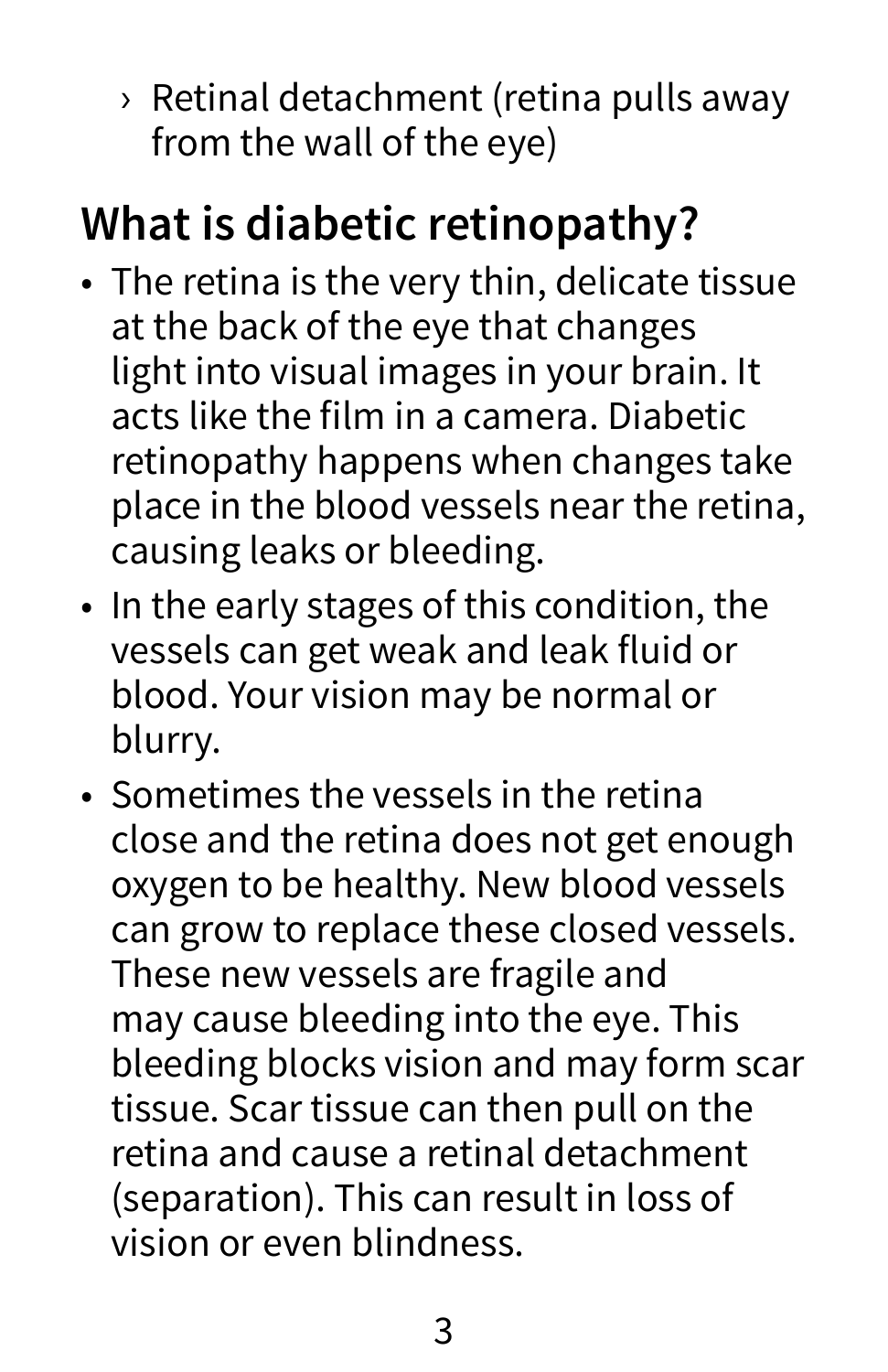- Retinal detachment (retina pulls away from the wall of the eye)

## What is diabetic retinopathy?

- The retina is the very thin, delicate tissue at the back of the eye that changes light into visual images in your brain. It acts like the film in a camera. Diabetic retinopathy happens when changes take place in the blood vessels near the retina, causing leaks or bleeding.
- In the early stages of this condition, the vessels can get weak and leak fluid or blood. Your vision may be normal or blurry.
- Sometimes the vessels in the retina close and the retina does not get enough oxygen to be healthy. New blood vessels can grow to replace these closed vessels. These new vessels are fragile and may cause bleeding into the eye. This bleeding blocks vision and may form scar tissue. Scar tissue can then pull on the retina and cause a retinal detachment (separation). This can result in loss of vision or even blindness.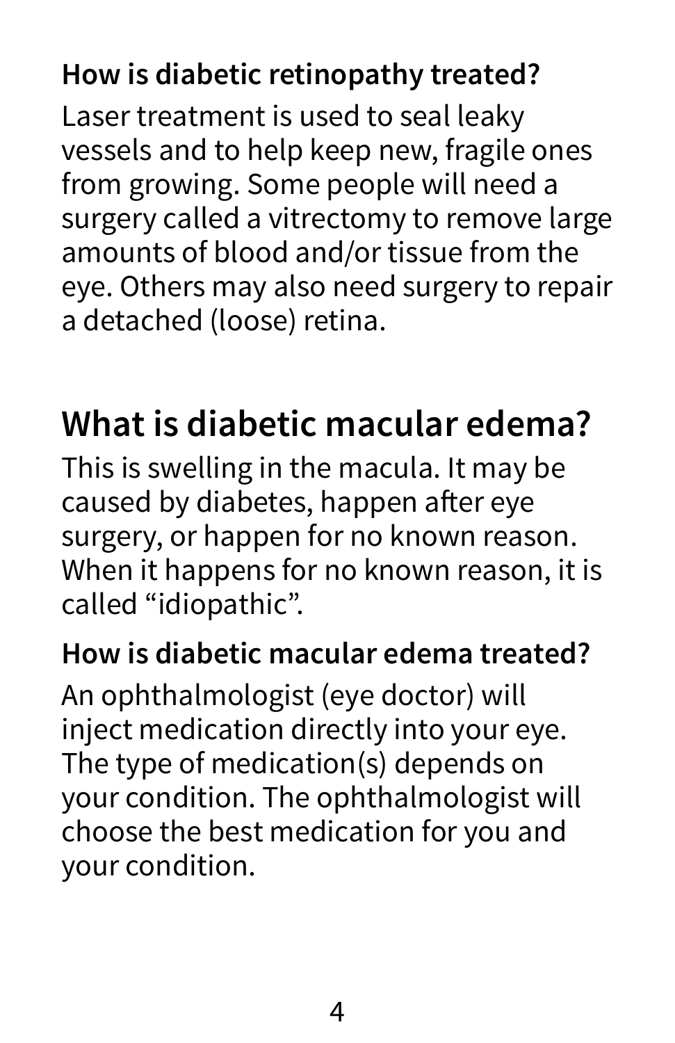### How is diabetic retinopathy treated?

Laser treatment is used to seal leaky vessels and to help keep new, fragile ones from growing. Some people will need a surgery called a vitrectomy to remove large amounts of blood and/or tissue from the eye. Others may also need surgery to repair a detached (loose) retina.

## What is diabetic macular edema?

This is swelling in the macula. It may be caused by diabetes, happen after eye surgery, or happen for no known reason. When it happens for no known reason, it is called “idiopathic”.

### How is diabetic macular edema treated?

An ophthalmologist (eye doctor) will inject medication directly into your eye. The type of medication(s) depends on your condition. The ophthalmologist will choose the best medication for you and your condition.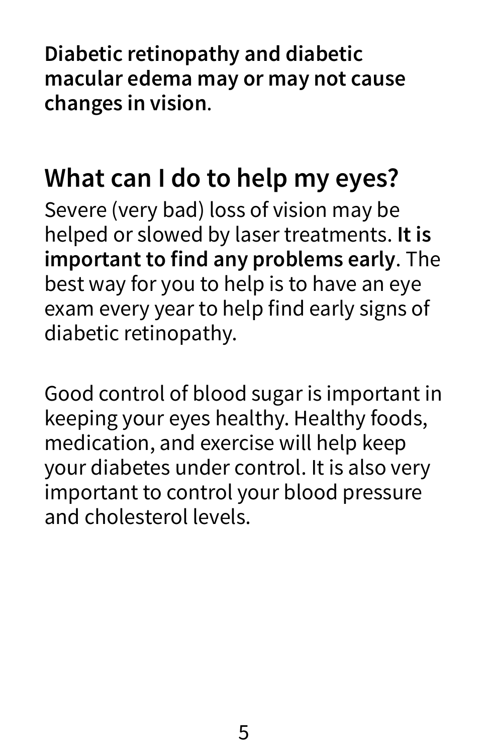**Diabetic retinopathy and diabetic macular edema may or may not cause changes in vision**.

## What can I do to help my eyes?

Severe (very bad) loss of vision may be helped or slowed by laser treatments. **It is important to find any problems early**. The best way for you to help is to have an eye exam every year to help find early signs of diabetic retinopathy.

Good control of blood sugar is important in keeping your eyes healthy. Healthy foods, medication, and exercise will help keep your diabetes under control. It is also very important to control your blood pressure and cholesterol levels.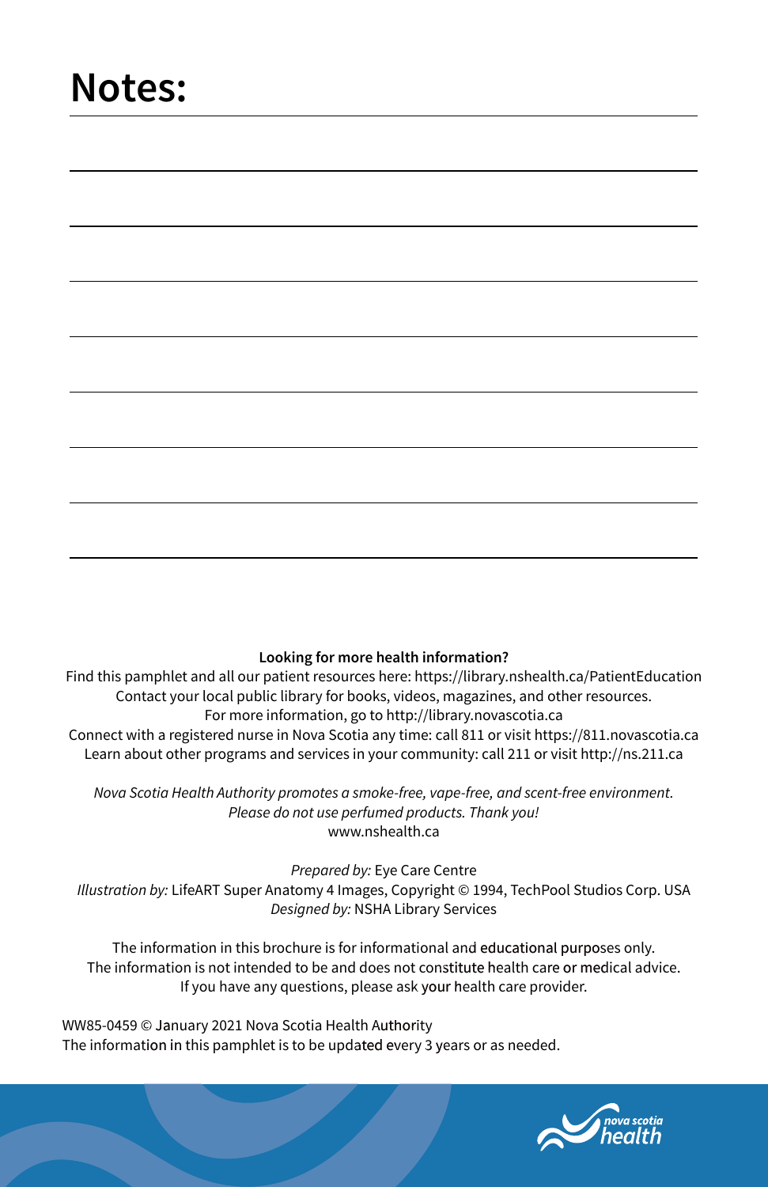# Notes:

**Looking for more health information?**

Find this pamphlet and all our patient resources here: https://library.nshealth.ca/PatientEducation
Contact your local public library for books, videos, magazines, and other resources.
For more information, go to http://library.novascotia.ca
Connect with a registered nurse in Nova Scotia any time: call 811 or visit https://811.novascotia.ca
Learn about other programs and services in your community: call 211 or visit http://ns.211.ca

*Nova Scotia Health Authority promotes a smoke-free, vape-free, and scent-free environment.*
*Please do not use perfumed products. Thank you!*
www.nshealth.ca

*Prepared by:* Eye Care Centre
*Illustration by:* LifeART Super Anatomy 4 Images, Copyright © 1994, TechPool Studios Corp. USA
*Designed by:* NSHA Library Services

The information in this brochure is for informational and educational purposes only.
The information is not intended to be and does not constitute health care or medical advice.
If you have any questions, please ask your health care provider.

WW85-0459 © January 2021 Nova Scotia Health Authority
The information in this pamphlet is to be updated every 3 years or as needed.

nova scotia health